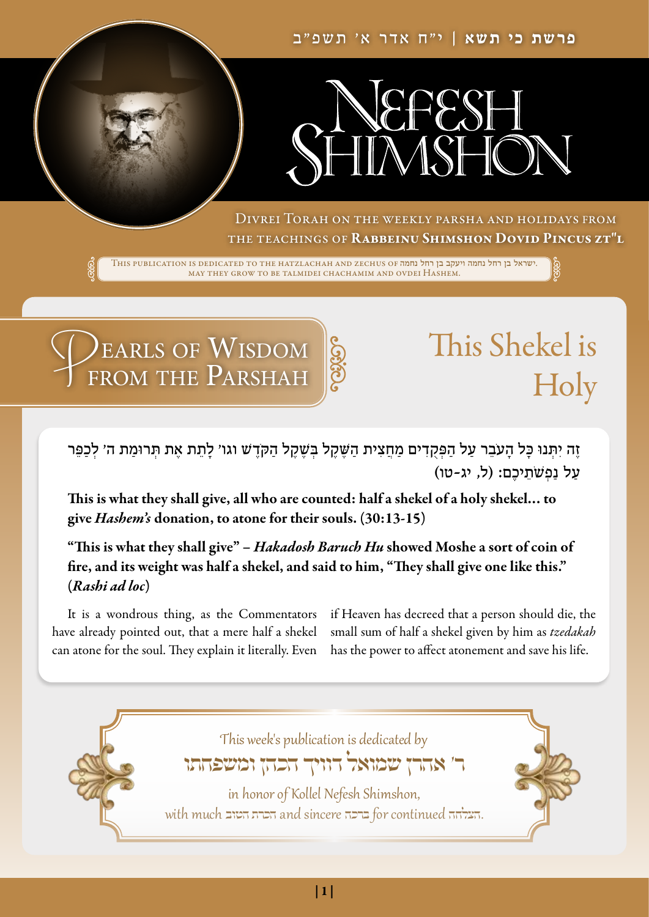פרשת כי תשא | י"ח אדר א' תשפ"ב

# Nefesh Shimshon

Divrei Torah on the weekly parsha and holidays from the teachings of **Rabbeinu Shimshon Dovid Pincus zt"l**

This publication is dedicated to the hatzlachah and zechus of ישראל בן רחל נחמה ויעקב בן רחל נחמה. May they grow to be talmidei chachamim and ovdei Hashem.

## Pearls of Wisdom from the Parshah

## This Shekel is Holy

זֶה יִתְּנוּ כָּל הָעֹבֵר עַל הַפְּקֻדִים מַחֲצִית הַשֶּׁקֶל בְּשֶׁקֶל הַקֹּדֶשׁ וגו' לָתֵת אֶת תְּרוּמַת ה' לְכַפֵּר עַל נַפְשֹׁתֵיכֶם: (ל, יג-טו)

**This is what they shall give, all who are counted: half a shekel of a holy shekel… to give *Hashem's* donation, to atone for their souls. (30:13-15)**

**"This is what they shall give" – *Hakadosh Baruch Hu* showed Moshe a sort of coin of fire, and its weight was half a shekel, and said to him, "They shall give one like this." (*Rashi ad loc*)**

It is a wondrous thing, as the Commentators have already pointed out, that a mere half a shekel can atone for the soul. They explain it literally. Even if Heaven has decreed that a person should die, the small sum of half a shekel given by him as *tzedakah* has the power to affect atonement and save his life.

This week's publication is dedicated by

ר' אהרן שמואל דוויך הכהן ומשפחתו

in honor of Kollel Nefesh Shimshon,

with much הכרת הטוב and sincere ברכה for continued הצלחה.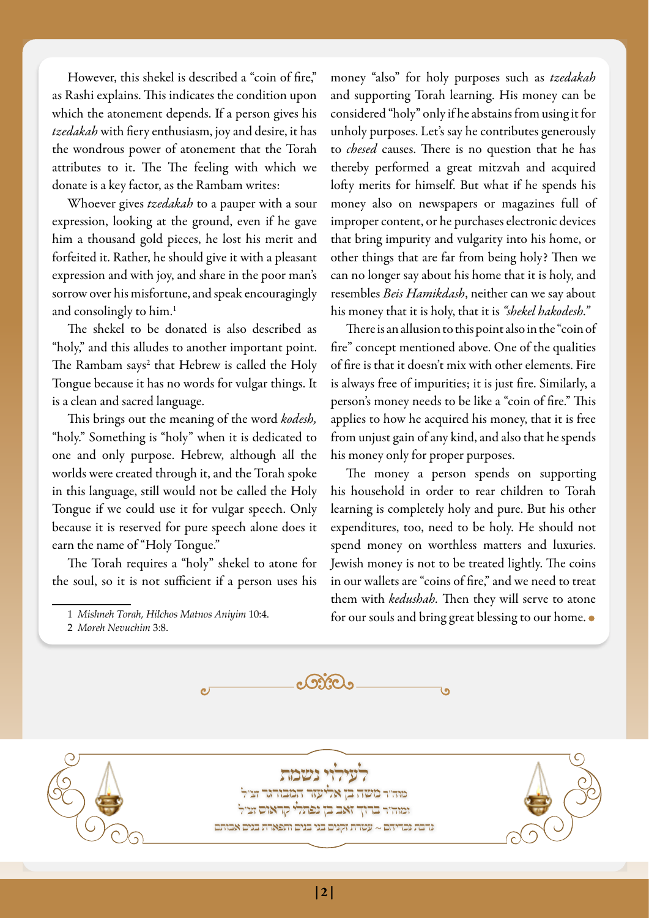However, this shekel is described a "coin of fire," as Rashi explains. This indicates the condition upon which the atonement depends. If a person gives his *tzedakah* with fiery enthusiasm, joy and desire, it has the wondrous power of atonement that the Torah attributes to it. The The feeling with which we donate is a key factor, as the Rambam writes:

Whoever gives *tzedakah* to a pauper with a sour expression, looking at the ground, even if he gave him a thousand gold pieces, he lost his merit and forfeited it. Rather, he should give it with a pleasant expression and with joy, and share in the poor man's sorrow over his misfortune, and speak encouragingly and consolingly to him.[1]

The shekel to be donated is also described as "holy," and this alludes to another important point. The Rambam says[2] that Hebrew is called the Holy Tongue because it has no words for vulgar things. It is a clean and sacred language.

This brings out the meaning of the word *kodesh,* "holy." Something is "holy" when it is dedicated to one and only purpose. Hebrew, although all the worlds were created through it, and the Torah spoke in this language, still would not be called the Holy Tongue if we could use it for vulgar speech. Only because it is reserved for pure speech alone does it earn the name of "Holy Tongue."

The Torah requires a "holy" shekel to atone for the soul, so it is not sufficient if a person uses his money "also" for holy purposes such as *tzedakah* and supporting Torah learning. His money can be considered "holy" only if he abstains from using it for unholy purposes. Let's say he contributes generously to *chesed* causes. There is no question that he has thereby performed a great mitzvah and acquired lofty merits for himself. But what if he spends his money also on newspapers or magazines full of improper content, or he purchases electronic devices that bring impurity and vulgarity into his home, or other things that are far from being holy? Then we can no longer say about his home that it is holy, and resembles *Beis Hamikdash*, neither can we say about his money that it is holy, that it is *"shekel hakodesh."*

There is an allusion to this point also in the "coin of fire" concept mentioned above. One of the qualities of fire is that it doesn't mix with other elements. Fire is always free of impurities; it is just fire. Similarly, a person's money needs to be like a "coin of fire." This applies to how he acquired his money, that it is free from unjust gain of any kind, and also that he spends his money only for proper purposes.

The money a person spends on supporting his household in order to rear children to Torah learning is completely holy and pure. But his other expenditures, too, need to be holy. He should not spend money on worthless matters and luxuries. Jewish money is not to be treated lightly. The coins in our wallets are "coins of fire," and we need to treat them with *kedushah*. Then they will serve to atone for our souls and bring great blessing to our home.

---

1 *Mishneh Torah, Hilchos Matnos Aniyim* 10:4.

2 *Moreh Nevuchim* 3:8.

---

לעילוי נשמת

מוה"ר משה בן אליעזר המבורגר זצ"ל

ומוה"ר ברוך זאב בן נפתלי קראוס זצ"ל

נדבת נכדיהם ~ עטרת זקנים בני בנים ותפארת בנים אבותם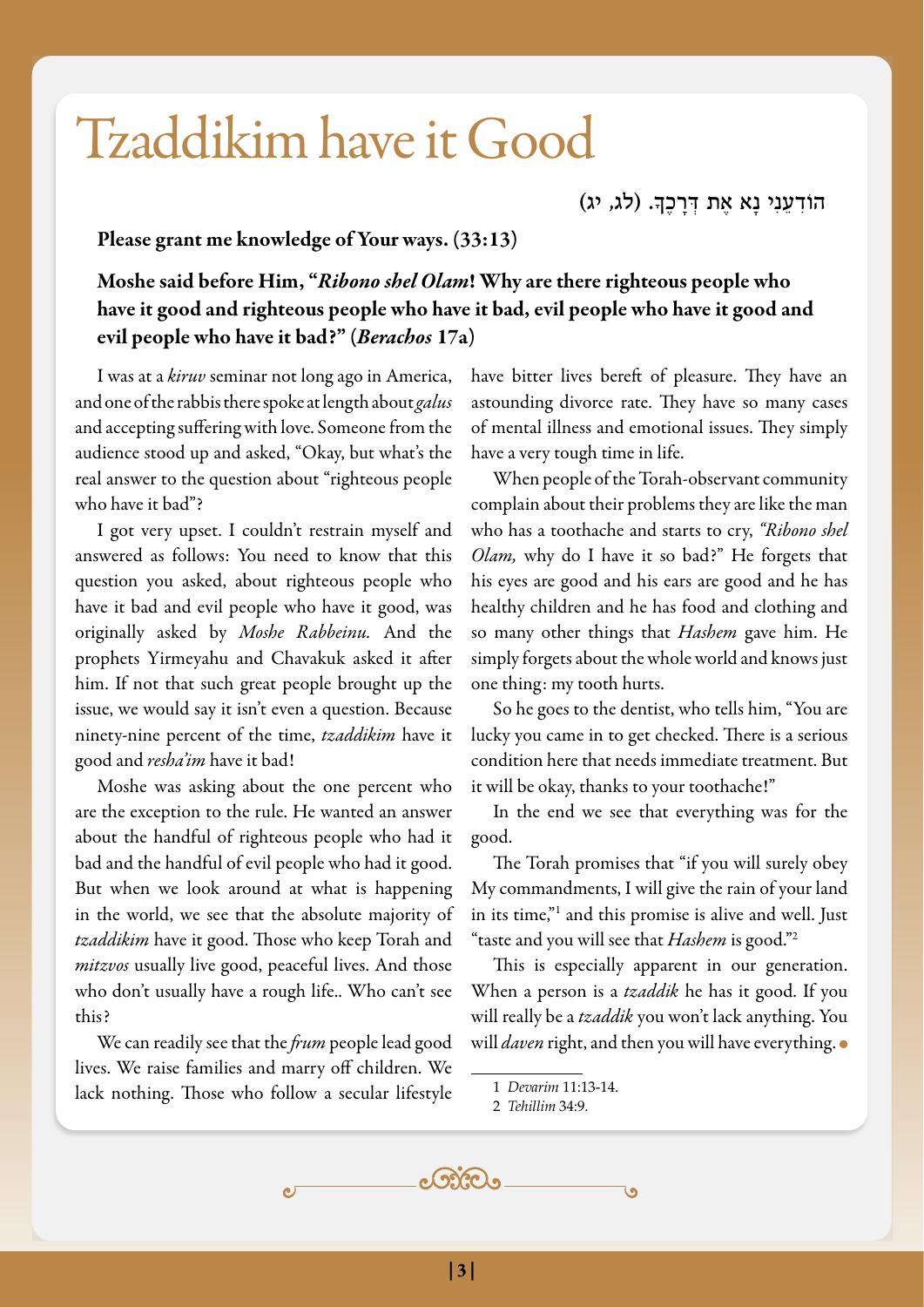# Tzaddikim have it Good

הוֹדִעֵנִי נָא אֶת דְּרָכֶךָ. (לג, יג)

**Please grant me knowledge of Your ways. (33:13)**

**Moshe said before Him, "*Ribono shel Olam*! Why are there righteous people who have it good and righteous people who have it bad, evil people who have it good and evil people who have it bad?" (*Berachos* 17a)**

I was at a *kiruv* seminar not long ago in America, and one of the rabbis there spoke at length about *galus* and accepting suffering with love. Someone from the audience stood up and asked, "Okay, but what's the real answer to the question about "righteous people who have it bad"?

I got very upset. I couldn't restrain myself and answered as follows: You need to know that this question you asked, about righteous people who have it bad and evil people who have it good, was originally asked by *Moshe Rabbeinu.* And the prophets Yirmeyahu and Chavakuk asked it after him. If not that such great people brought up the issue, we would say it isn't even a question. Because ninety-nine percent of the time, *tzaddikim* have it good and *resha'im* have it bad!

Moshe was asking about the one percent who are the exception to the rule. He wanted an answer about the handful of righteous people who had it bad and the handful of evil people who had it good. But when we look around at what is happening in the world, we see that the absolute majority of *tzaddikim* have it good. Those who keep Torah and *mitzvos* usually live good, peaceful lives. And those who don't usually have a rough life.. Who can't see this?

We can readily see that the *frum* people lead good lives. We raise families and marry off children. We lack nothing. Those who follow a secular lifestyle have bitter lives bereft of pleasure. They have an astounding divorce rate. They have so many cases of mental illness and emotional issues. They simply have a very tough time in life.

When people of the Torah-observant community complain about their problems they are like the man who has a toothache and starts to cry, *"Ribono shel Olam,* why do I have it so bad?" He forgets that his eyes are good and his ears are good and he has healthy children and he has food and clothing and so many other things that *Hashem* gave him. He simply forgets about the whole world and knows just one thing: my tooth hurts.

So he goes to the dentist, who tells him, "You are lucky you came in to get checked. There is a serious condition here that needs immediate treatment. But it will be okay, thanks to your toothache!"

In the end we see that everything was for the good.

The Torah promises that "if you will surely obey My commandments, I will give the rain of your land in its time,"[1] and this promise is alive and well. Just "taste and you will see that *Hashem* is good."[2]

This is especially apparent in our generation. When a person is a *tzaddik* he has it good. If you will really be a *tzaddik* you won't lack anything. You will *daven* right, and then you will have everything.

1 *Devarim* 11:13-14.
2 *Tehillim* 34:9.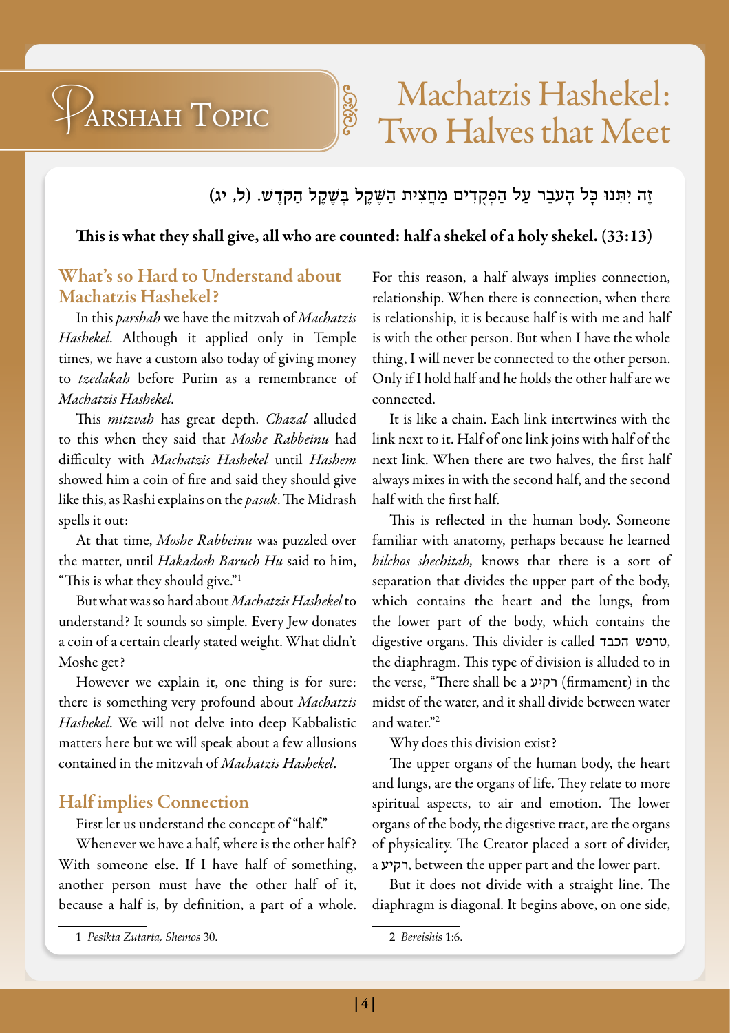# Parshah Topic

# Machatzis Hashekel: Two Halves that Meet

זֶה יִתְּנוּ כָּל הָעֹבֵר עַל הַפְּקֻדִים מַחֲצִית הַשֶּׁקֶל בְּשֶׁקֶל הַקֹּדֶשׁ. (ל, יג)

**This is what they shall give, all who are counted: half a shekel of a holy shekel. (33:13)**

## What's so Hard to Understand about Machatzis Hashekel?

In this *parshah* we have the mitzvah of *Machatzis Hashekel*. Although it applied only in Temple times, we have a custom also today of giving money to *tzedakah* before Purim as a remembrance of *Machatzis Hashekel*.

This *mitzvah* has great depth. *Chazal* alluded to this when they said that *Moshe Rabbeinu* had difficulty with *Machatzis Hashekel* until *Hashem* showed him a coin of fire and said they should give like this, as Rashi explains on the *pasuk*. The Midrash spells it out:

At that time, *Moshe Rabbeinu* was puzzled over the matter, until *Hakadosh Baruch Hu* said to him, "This is what they should give."[1]

But what was so hard about *Machatzis Hashekel* to understand? It sounds so simple. Every Jew donates a coin of a certain clearly stated weight. What didn't Moshe get?

However we explain it, one thing is for sure: there is something very profound about *Machatzis Hashekel*. We will not delve into deep Kabbalistic matters here but we will speak about a few allusions contained in the mitzvah of *Machatzis Hashekel*.

## Half implies Connection

First let us understand the concept of "half."

Whenever we have a half, where is the other half? With someone else. If I have half of something, another person must have the other half of it, because a half is, by definition, a part of a whole. For this reason, a half always implies connection, relationship. When there is connection, when there is relationship, it is because half is with me and half is with the other person. But when I have the whole thing, I will never be connected to the other person. Only if I hold half and he holds the other half are we connected.

It is like a chain. Each link intertwines with the link next to it. Half of one link joins with half of the next link. When there are two halves, the first half always mixes in with the second half, and the second half with the first half.

This is reflected in the human body. Someone familiar with anatomy, perhaps because he learned *hilchos shechitah,* knows that there is a sort of separation that divides the upper part of the body, which contains the heart and the lungs, from the lower part of the body, which contains the digestive organs. This divider is called טרפש הכבד, the diaphragm. This type of division is alluded to in the verse, "There shall be a רקיע (firmament) in the midst of the water, and it shall divide between water and water."[2]

Why does this division exist?

The upper organs of the human body, the heart and lungs, are the organs of life. They relate to more spiritual aspects, to air and emotion. The lower organs of the body, the digestive tract, are the organs of physicality. The Creator placed a sort of divider, a רקיע, between the upper part and the lower part.

But it does not divide with a straight line. The diaphragm is diagonal. It begins above, on one side,

---

1 *Pesikta Zutarta, Shemos* 30.

2 *Bereishis* 1:6.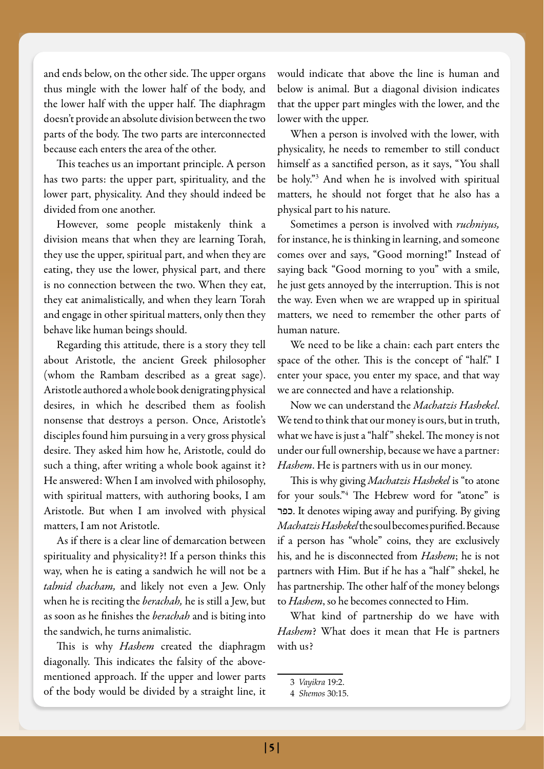and ends below, on the other side. The upper organs thus mingle with the lower half of the body, and the lower half with the upper half. The diaphragm doesn't provide an absolute division between the two parts of the body. The two parts are interconnected because each enters the area of the other.

This teaches us an important principle. A person has two parts: the upper part, spirituality, and the lower part, physicality. And they should indeed be divided from one another.

However, some people mistakenly think a division means that when they are learning Torah, they use the upper, spiritual part, and when they are eating, they use the lower, physical part, and there is no connection between the two. When they eat, they eat animalistically, and when they learn Torah and engage in other spiritual matters, only then they behave like human beings should.

Regarding this attitude, there is a story they tell about Aristotle, the ancient Greek philosopher (whom the Rambam described as a great sage). Aristotle authored a whole book denigrating physical desires, in which he described them as foolish nonsense that destroys a person. Once, Aristotle's disciples found him pursuing in a very gross physical desire. They asked him how he, Aristotle, could do such a thing, after writing a whole book against it? He answered: When I am involved with philosophy, with spiritual matters, with authoring books, I am Aristotle. But when I am involved with physical matters, I am not Aristotle.

As if there is a clear line of demarcation between spirituality and physicality?! If a person thinks this way, when he is eating a sandwich he will not be a *talmid chacham,* and likely not even a Jew. Only when he is reciting the *berachah,* he is still a Jew, but as soon as he finishes the *berachah* and is biting into the sandwich, he turns animalistic.

This is why *Hashem* created the diaphragm diagonally. This indicates the falsity of the above-mentioned approach. If the upper and lower parts of the body would be divided by a straight line, it would indicate that above the line is human and below is animal. But a diagonal division indicates that the upper part mingles with the lower, and the lower with the upper.

When a person is involved with the lower, with physicality, he needs to remember to still conduct himself as a sanctified person, as it says, "You shall be holy."[3] And when he is involved with spiritual matters, he should not forget that he also has a physical part to his nature.

Sometimes a person is involved with *ruchniyus,* for instance, he is thinking in learning, and someone comes over and says, "Good morning!" Instead of saying back "Good morning to you" with a smile, he just gets annoyed by the interruption. This is not the way. Even when we are wrapped up in spiritual matters, we need to remember the other parts of human nature.

We need to be like a chain: each part enters the space of the other. This is the concept of "half." I enter your space, you enter my space, and that way we are connected and have a relationship.

Now we can understand the *Machatzis Hashekel*. We tend to think that our money is ours, but in truth, what we have is just a "half" shekel. The money is not under our full ownership, because we have a partner: *Hashem*. He is partners with us in our money.

This is why giving *Machatzis Hashekel* is "to atone for your souls."[4] The Hebrew word for "atone" is כפר. It denotes wiping away and purifying. By giving *Machatzis Hashekel* the soul becomes purified. Because if a person has "whole" coins, they are exclusively his, and he is disconnected from *Hashem*; he is not partners with Him. But if he has a "half" shekel, he has partnership. The other half of the money belongs to *Hashem*, so he becomes connected to Him.

What kind of partnership do we have with *Hashem*? What does it mean that He is partners with us?

---

3 *Vayikra* 19:2.

4 *Shemos* 30:15.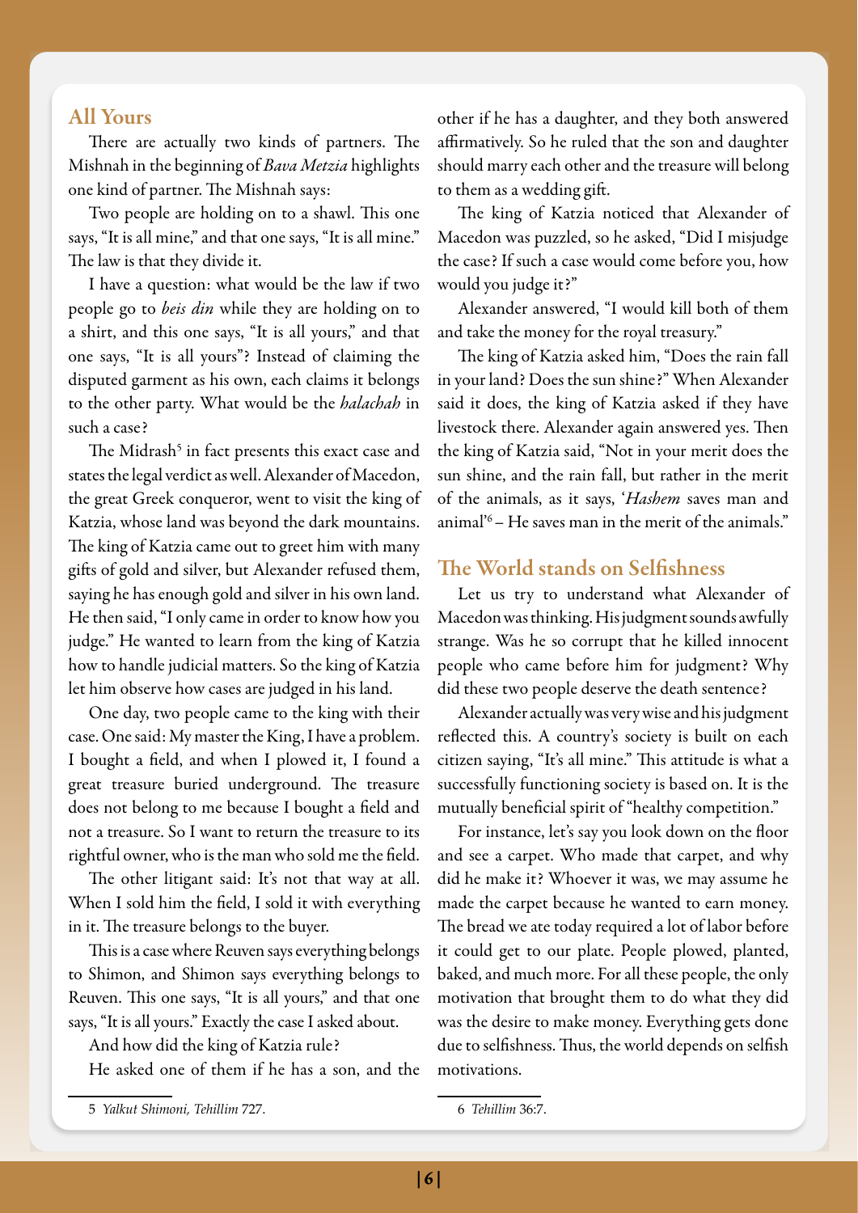## All Yours

There are actually two kinds of partners. The Mishnah in the beginning of *Bava Metzia* highlights one kind of partner. The Mishnah says:

Two people are holding on to a shawl. This one says, "It is all mine," and that one says, "It is all mine." The law is that they divide it.

I have a question: what would be the law if two people go to *beis din* while they are holding on to a shirt, and this one says, "It is all yours," and that one says, "It is all yours"? Instead of claiming the disputed garment as his own, each claims it belongs to the other party. What would be the *halachah* in such a case?

The Midrash[5] in fact presents this exact case and states the legal verdict as well. Alexander of Macedon, the great Greek conqueror, went to visit the king of Katzia, whose land was beyond the dark mountains. The king of Katzia came out to greet him with many gifts of gold and silver, but Alexander refused them, saying he has enough gold and silver in his own land. He then said, "I only came in order to know how you judge." He wanted to learn from the king of Katzia how to handle judicial matters. So the king of Katzia let him observe how cases are judged in his land.

One day, two people came to the king with their case. One said: My master the King, I have a problem. I bought a field, and when I plowed it, I found a great treasure buried underground. The treasure does not belong to me because I bought a field and not a treasure. So I want to return the treasure to its rightful owner, who is the man who sold me the field.

The other litigant said: It's not that way at all. When I sold him the field, I sold it with everything in it. The treasure belongs to the buyer.

This is a case where Reuven says everything belongs to Shimon, and Shimon says everything belongs to Reuven. This one says, "It is all yours," and that one says, "It is all yours." Exactly the case I asked about.

And how did the king of Katzia rule?

He asked one of them if he has a son, and the other if he has a daughter, and they both answered affirmatively. So he ruled that the son and daughter should marry each other and the treasure will belong to them as a wedding gift.

The king of Katzia noticed that Alexander of Macedon was puzzled, so he asked, "Did I misjudge the case? If such a case would come before you, how would you judge it?"

Alexander answered, "I would kill both of them and take the money for the royal treasury."

The king of Katzia asked him, "Does the rain fall in your land? Does the sun shine?" When Alexander said it does, the king of Katzia asked if they have livestock there. Alexander again answered yes. Then the king of Katzia said, "Not in your merit does the sun shine, and the rain fall, but rather in the merit of the animals, as it says, '*Hashem* saves man and animal'[6] – He saves man in the merit of the animals."

## The World stands on Selfishness

Let us try to understand what Alexander of Macedon was thinking. His judgment sounds awfully strange. Was he so corrupt that he killed innocent people who came before him for judgment? Why did these two people deserve the death sentence?

Alexander actually was very wise and his judgment reflected this. A country's society is built on each citizen saying, "It's all mine." This attitude is what a successfully functioning society is based on. It is the mutually beneficial spirit of "healthy competition."

For instance, let's say you look down on the floor and see a carpet. Who made that carpet, and why did he make it? Whoever it was, we may assume he made the carpet because he wanted to earn money. The bread we ate today required a lot of labor before it could get to our plate. People plowed, planted, baked, and much more. For all these people, the only motivation that brought them to do what they did was the desire to make money. Everything gets done due to selfishness. Thus, the world depends on selfish motivations.

---

5 *Yalkut Shimoni, Tehillim* 727.

6 *Tehillim* 36:7.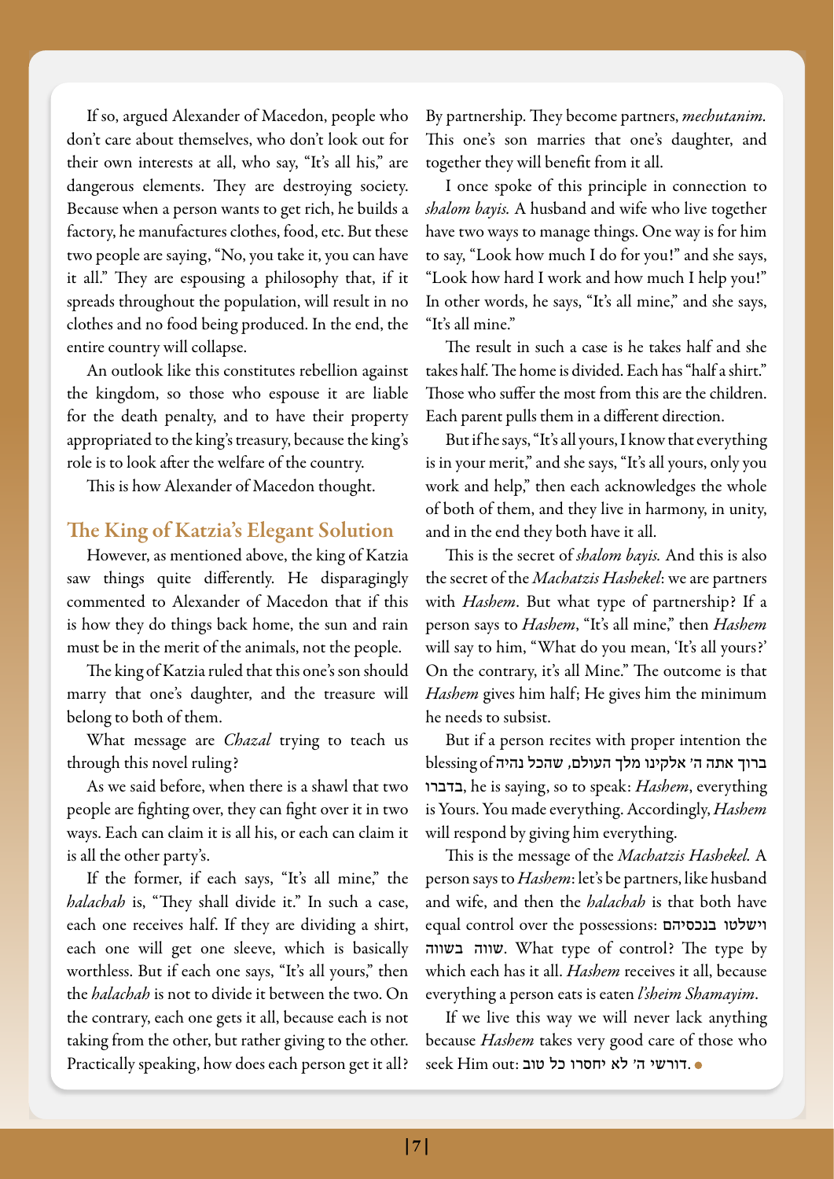If so, argued Alexander of Macedon, people who don't care about themselves, who don't look out for their own interests at all, who say, "It's all his," are dangerous elements. They are destroying society. Because when a person wants to get rich, he builds a factory, he manufactures clothes, food, etc. But these two people are saying, "No, you take it, you can have it all." They are espousing a philosophy that, if it spreads throughout the population, will result in no clothes and no food being produced. In the end, the entire country will collapse.

An outlook like this constitutes rebellion against the kingdom, so those who espouse it are liable for the death penalty, and to have their property appropriated to the king's treasury, because the king's role is to look after the welfare of the country.

This is how Alexander of Macedon thought.

## The King of Katzia's Elegant Solution

However, as mentioned above, the king of Katzia saw things quite differently. He disparagingly commented to Alexander of Macedon that if this is how they do things back home, the sun and rain must be in the merit of the animals, not the people.

The king of Katzia ruled that this one's son should marry that one's daughter, and the treasure will belong to both of them.

What message are *Chazal* trying to teach us through this novel ruling?

As we said before, when there is a shawl that two people are fighting over, they can fight over it in two ways. Each can claim it is all his, or each can claim it is all the other party's.

If the former, if each says, "It's all mine," the *halachah* is, "They shall divide it." In such a case, each one receives half. If they are dividing a shirt, each one will get one sleeve, which is basically worthless. But if each one says, "It's all yours," then the *halachah* is not to divide it between the two. On the contrary, each one gets it all, because each is not taking from the other, but rather giving to the other. Practically speaking, how does each person get it all? By partnership. They become partners, *mechutanim.* This one's son marries that one's daughter, and together they will benefit from it all.

I once spoke of this principle in connection to *shalom bayis.* A husband and wife who live together have two ways to manage things. One way is for him to say, "Look how much I do for you!" and she says, "Look how hard I work and how much I help you!" In other words, he says, "It's all mine," and she says, "It's all mine."

The result in such a case is he takes half and she takes half. The home is divided. Each has "half a shirt." Those who suffer the most from this are the children. Each parent pulls them in a different direction.

But if he says, "It's all yours, I know that everything is in your merit," and she says, "It's all yours, only you work and help," then each acknowledges the whole of both of them, and they live in harmony, in unity, and in the end they both have it all.

This is the secret of *shalom bayis.* And this is also the secret of the *Machatzis Hashekel*: we are partners with *Hashem*. But what type of partnership? If a person says to *Hashem*, "It's all mine," then *Hashem* will say to him, "What do you mean, 'It's all yours?' On the contrary, it's all Mine." The outcome is that *Hashem* gives him half; He gives him the minimum he needs to subsist.

But if a person recites with proper intention the blessing of ברוך אתה ה' אלקינו מלך העולם, שהכל נהיה בדברו, he is saying, so to speak: *Hashem*, everything is Yours. You made everything. Accordingly, *Hashem* will respond by giving him everything.

This is the message of the *Machatzis Hashekel.* A person says to *Hashem*: let's be partners, like husband and wife, and then the *halachah* is that both have equal control over the possessions: וישלטו בנכסיהם בשווה שווה. What type of control? The type by which each has it all. *Hashem* receives it all, because everything a person eats is eaten *l'sheim Shamayim*.

If we live this way we will never lack anything because *Hashem* takes very good care of those who seek Him out: דורשי ה' לא יחסרו כל טוב.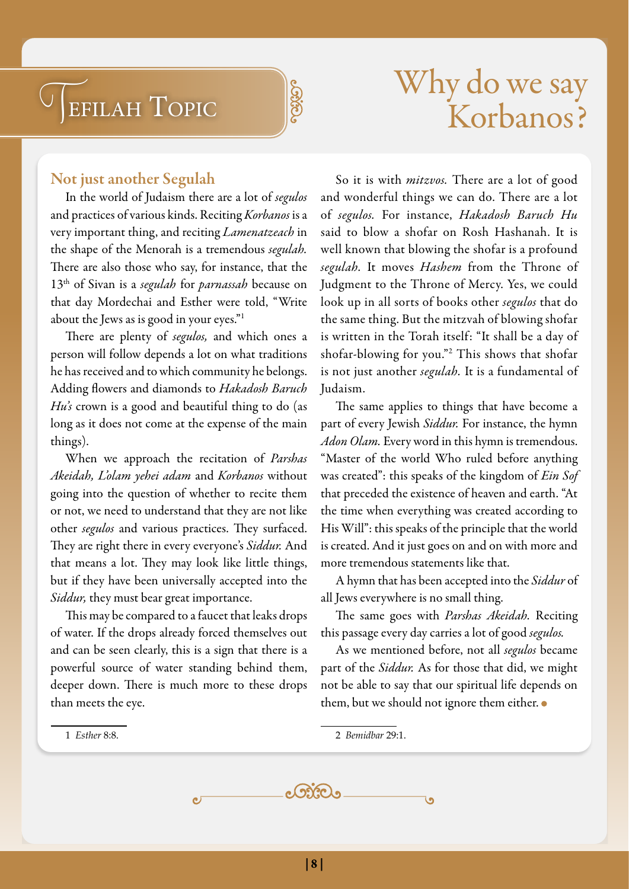# Tefilah Topic

# Why do we say Korbanos?

## Not just another Segulah

In the world of Judaism there are a lot of *segulos* and practices of various kinds. Reciting *Korbanos* is a very important thing, and reciting *Lamenatzeach* in the shape of the Menorah is a tremendous *segulah*. There are also those who say, for instance, that the 13th of Sivan is a *segulah* for *parnassah* because on that day Mordechai and Esther were told, "Write about the Jews as is good in your eyes."[1]

There are plenty of *segulos,* and which ones a person will follow depends a lot on what traditions he has received and to which community he belongs. Adding flowers and diamonds to *Hakadosh Baruch Hu's* crown is a good and beautiful thing to do (as long as it does not come at the expense of the main things).

When we approach the recitation of *Parshas Akeidah, L'olam yehei adam* and *Korbanos* without going into the question of whether to recite them or not, we need to understand that they are not like other *segulos* and various practices. They surfaced. They are right there in every everyone's *Siddur.* And that means a lot. They may look like little things, but if they have been universally accepted into the *Siddur,* they must bear great importance.

This may be compared to a faucet that leaks drops of water. If the drops already forced themselves out and can be seen clearly, this is a sign that there is a powerful source of water standing behind them, deeper down. There is much more to these drops than meets the eye.

So it is with *mitzvos.* There are a lot of good and wonderful things we can do. There are a lot of *segulos.* For instance, *Hakadosh Baruch Hu* said to blow a shofar on Rosh Hashanah. It is well known that blowing the shofar is a profound *segulah.* It moves *Hashem* from the Throne of Judgment to the Throne of Mercy. Yes, we could look up in all sorts of books other *segulos* that do the same thing. But the mitzvah of blowing shofar is written in the Torah itself: "It shall be a day of shofar-blowing for you."[2] This shows that shofar is not just another *segulah.* It is a fundamental of Judaism.

The same applies to things that have become a part of every Jewish *Siddur.* For instance, the hymn *Adon Olam.* Every word in this hymn is tremendous. "Master of the world Who ruled before anything was created": this speaks of the kingdom of *Ein Sof* that preceded the existence of heaven and earth. "At the time when everything was created according to His Will": this speaks of the principle that the world is created. And it just goes on and on with more and more tremendous statements like that.

A hymn that has been accepted into the *Siddur* of all Jews everywhere is no small thing.

The same goes with *Parshas Akeidah.* Reciting this passage every day carries a lot of good *segulos.*

As we mentioned before, not all *segulos* became part of the *Siddur.* As for those that did, we might not be able to say that our spiritual life depends on them, but we should not ignore them either.

---

1 *Esther* 8:8.

2 *Bemidbar* 29:1.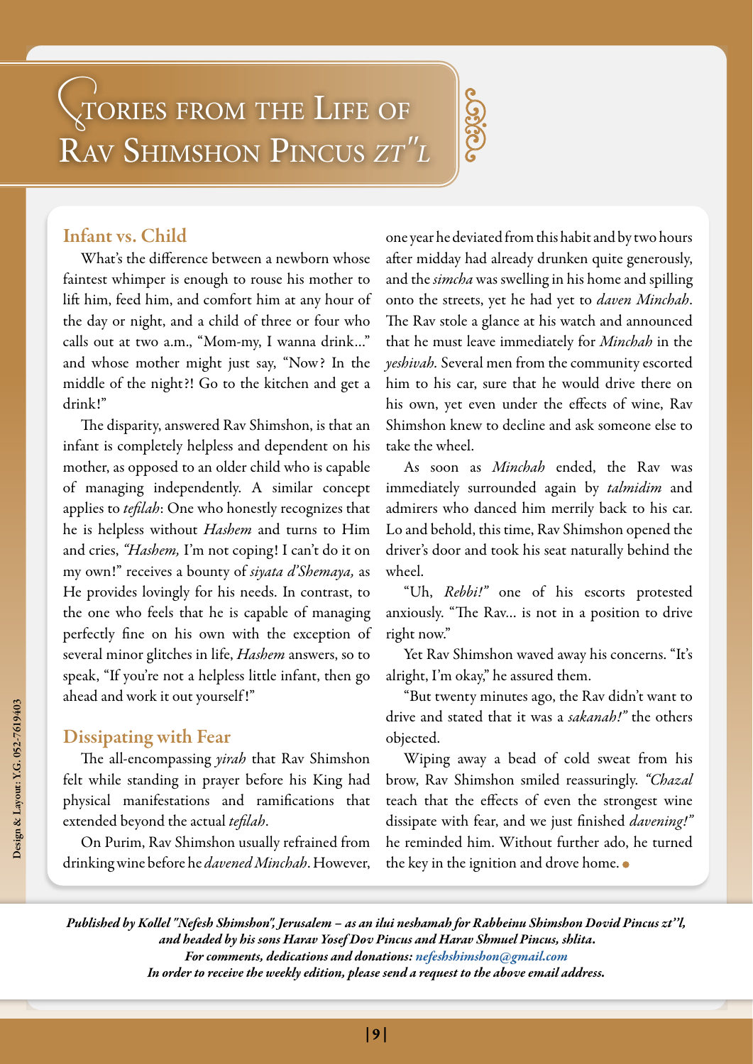# Stories from the Life of Rav Shimshon Pincus *zt"l*

## Infant vs. Child

What's the difference between a newborn whose faintest whimper is enough to rouse his mother to lift him, feed him, and comfort him at any hour of the day or night, and a child of three or four who calls out at two a.m., "Mom-my, I wanna drink..." and whose mother might just say, "Now? In the middle of the night?! Go to the kitchen and get a drink!"

The disparity, answered Rav Shimshon, is that an infant is completely helpless and dependent on his mother, as opposed to an older child who is capable of managing independently. A similar concept applies to *tefilah*: One who honestly recognizes that he is helpless without *Hashem* and turns to Him and cries, *"Hashem,* I'm not coping! I can't do it on my own!" receives a bounty of *siyata d'Shemaya,* as He provides lovingly for his needs. In contrast, to the one who feels that he is capable of managing perfectly fine on his own with the exception of several minor glitches in life, *Hashem* answers, so to speak, "If you're not a helpless little infant, then go ahead and work it out yourself!"

## Dissipating with Fear

The all-encompassing *yirah* that Rav Shimshon felt while standing in prayer before his King had physical manifestations and ramifications that extended beyond the actual *tefilah*.

On Purim, Rav Shimshon usually refrained from drinking wine before he *davened Minchah*. However, one year he deviated from this habit and by two hours after midday had already drunken quite generously, and the *simcha* was swelling in his home and spilling onto the streets, yet he had yet to *daven Minchah*. The Rav stole a glance at his watch and announced that he must leave immediately for *Minchah* in the *yeshivah*. Several men from the community escorted him to his car, sure that he would drive there on his own, yet even under the effects of wine, Rav Shimshon knew to decline and ask someone else to take the wheel.

As soon as *Minchah* ended, the Rav was immediately surrounded again by *talmidim* and admirers who danced him merrily back to his car. Lo and behold, this time, Rav Shimshon opened the driver's door and took his seat naturally behind the wheel.

"Uh, *Rebbi!"* one of his escorts protested anxiously. "The Rav... is not in a position to drive right now."

Yet Rav Shimshon waved away his concerns. "It's alright, I'm okay," he assured them.

"But twenty minutes ago, the Rav didn't want to drive and stated that it was a *sakanah!"* the others objected.

Wiping away a bead of cold sweat from his brow, Rav Shimshon smiled reassuringly. *"Chazal* teach that the effects of even the strongest wine dissipate with fear, and we just finished *davening!"* he reminded him. Without further ado, he turned the key in the ignition and drove home.

Design & Layout: Y.G. 052-7619403

***Published by Kollel "Nefesh Shimshon", Jerusalem – as an ilui neshamah for Rabbeinu Shimshon Dovid Pincus zt"l, and headed by his sons Harav Yosef Dov Pincus and Harav Shmuel Pincus, shlita.***
***For comments, dedications and donations: nefeshshimshon@gmail.com***
***In order to receive the weekly edition, please send a request to the above email address.***